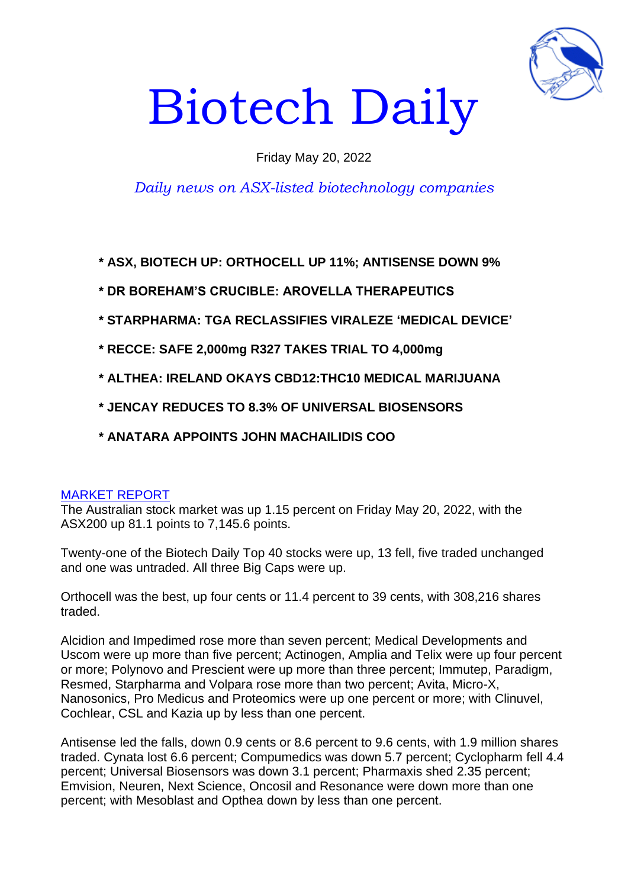# Biotech Daily

Friday May 20, 2022

*Daily news on ASX-listed biotechnology companies*

**\* ASX, BIOTECH UP: ORTHOCELL UP 11%; ANTISENSE DOWN 9%**

**\* DR BOREHAM'S CRUCIBLE: AROVELLA THERAPEUTICS**

**\* STARPHARMA: TGA RECLASSIFIES VIRALEZE 'MEDICAL DEVICE'**

**\* RECCE: SAFE 2,000mg R327 TAKES TRIAL TO 4,000mg**

**\* ALTHEA: IRELAND OKAYS CBD12:THC10 MEDICAL MARIJUANA**

**\* JENCAY REDUCES TO 8.3% OF UNIVERSAL BIOSENSORS**

**\* ANATARA APPOINTS JOHN MACHAILIDIS COO**

## MARKET REPORT

The Australian stock market was up 1.15 percent on Friday May 20, 2022, with the ASX200 up 81.1 points to 7,145.6 points.

Twenty-one of the Biotech Daily Top 40 stocks were up, 13 fell, five traded unchanged and one was untraded. All three Big Caps were up.

Orthocell was the best, up four cents or 11.4 percent to 39 cents, with 308,216 shares traded.

Alcidion and Impedimed rose more than seven percent; Medical Developments and Uscom were up more than five percent; Actinogen, Amplia and Telix were up four percent or more; Polynovo and Prescient were up more than three percent; Immutep, Paradigm, Resmed, Starpharma and Volpara rose more than two percent; Avita, Micro-X, Nanosonics, Pro Medicus and Proteomics were up one percent or more; with Clinuvel, Cochlear, CSL and Kazia up by less than one percent.

Antisense led the falls, down 0.9 cents or 8.6 percent to 9.6 cents, with 1.9 million shares traded. Cynata lost 6.6 percent; Compumedics was down 5.7 percent; Cyclopharm fell 4.4 percent; Universal Biosensors was down 3.1 percent; Pharmaxis shed 2.35 percent; Emvision, Neuren, Next Science, Oncosil and Resonance were down more than one percent; with Mesoblast and Opthea down by less than one percent.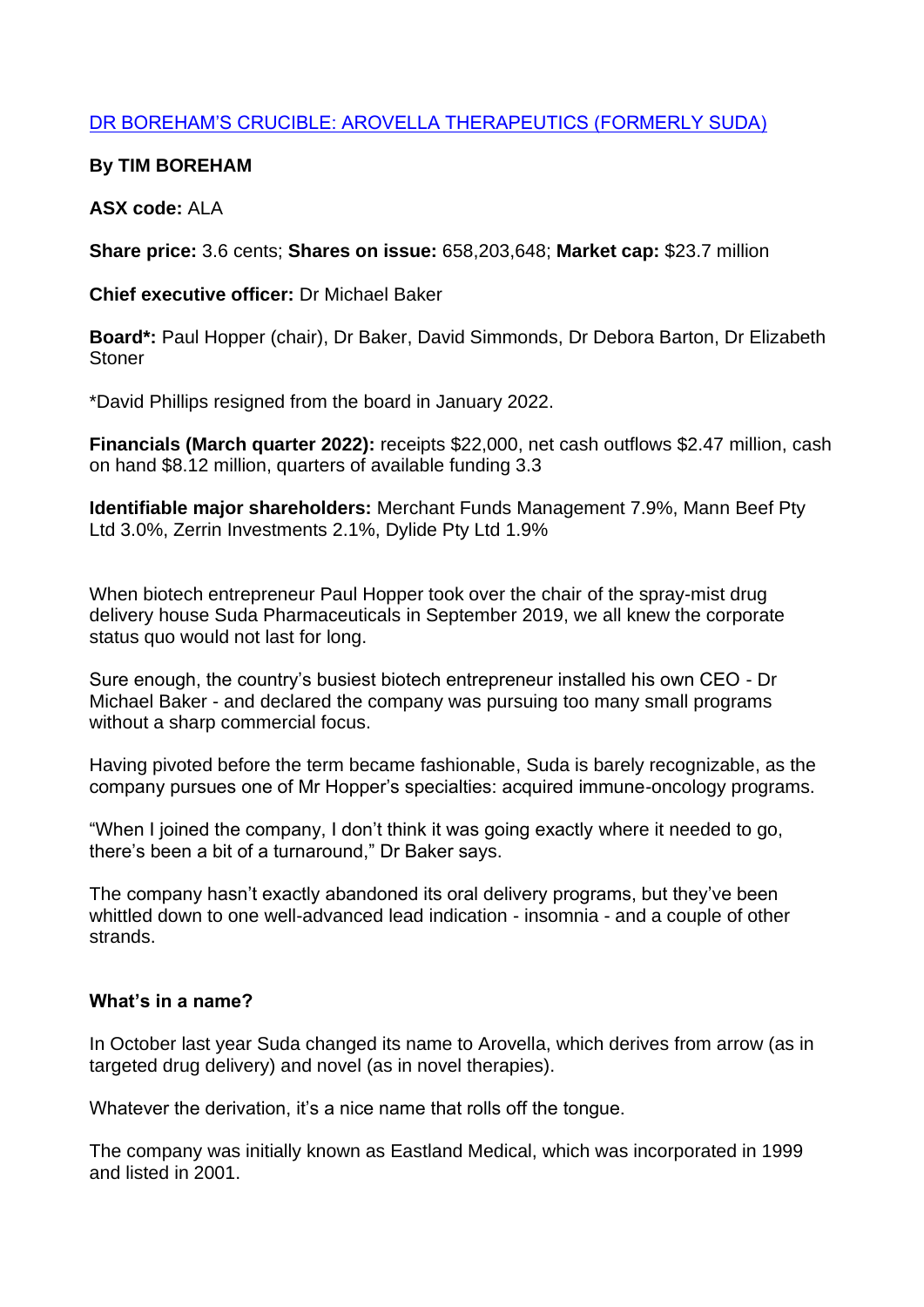[DR BOREHAM'S CRUCIBLE: AROVELLA THERAPEUTICS (FORMERLY SUDA)]

**By TIM BOREHAM**

**ASX code:** ALA

**Share price:** 3.6 cents; **Shares on issue:** 658,203,648; **Market cap:** $23.7 million

**Chief executive officer:** Dr Michael Baker

**Board*:** Paul Hopper (chair), Dr Baker, David Simmonds, Dr Debora Barton, Dr Elizabeth Stoner

*David Phillips resigned from the board in January 2022.

**Financials (March quarter 2022):** receipts $22,000, net cash outflows $2.47 million, cash on hand $8.12 million, quarters of available funding 3.3

**Identifiable major shareholders:** Merchant Funds Management 7.9%, Mann Beef Pty Ltd 3.0%, Zerrin Investments 2.1%, Dylide Pty Ltd 1.9%

When biotech entrepreneur Paul Hopper took over the chair of the spray-mist drug delivery house Suda Pharmaceuticals in September 2019, we all knew the corporate status quo would not last for long.

Sure enough, the country's busiest biotech entrepreneur installed his own CEO - Dr Michael Baker - and declared the company was pursuing too many small programs without a sharp commercial focus.

Having pivoted before the term became fashionable, Suda is barely recognizable, as the company pursues one of Mr Hopper's specialties: acquired immune-oncology programs.

"When I joined the company, I don't think it was going exactly where it needed to go, there's been a bit of a turnaround," Dr Baker says.

The company hasn't exactly abandoned its oral delivery programs, but they've been whittled down to one well-advanced lead indication - insomnia - and a couple of other strands.

**What's in a name?**

In October last year Suda changed its name to Arovella, which derives from arrow (as in targeted drug delivery) and novel (as in novel therapies).

Whatever the derivation, it's a nice name that rolls off the tongue.

The company was initially known as Eastland Medical, which was incorporated in 1999 and listed in 2001.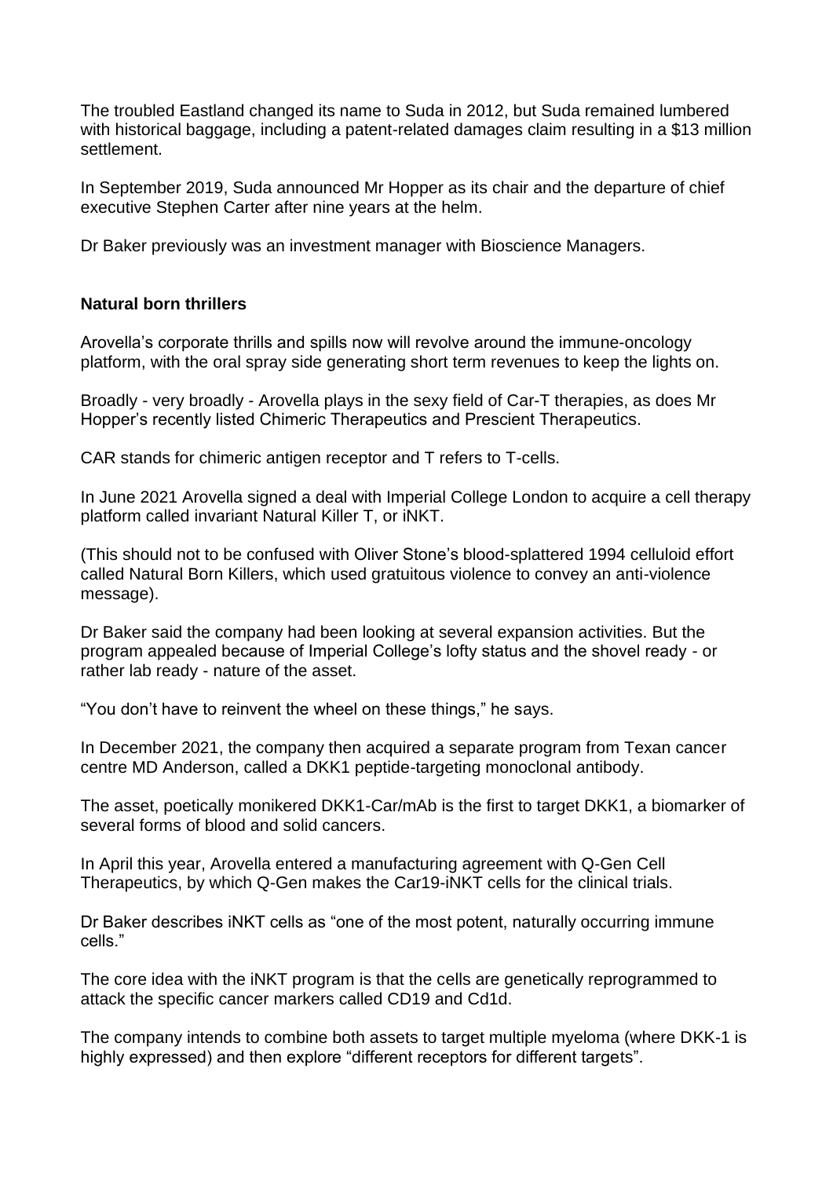The troubled Eastland changed its name to Suda in 2012, but Suda remained lumbered with historical baggage, including a patent-related damages claim resulting in a $13 million settlement.

In September 2019, Suda announced Mr Hopper as its chair and the departure of chief executive Stephen Carter after nine years at the helm.

Dr Baker previously was an investment manager with Bioscience Managers.

**Natural born thrillers**

Arovella's corporate thrills and spills now will revolve around the immune-oncology platform, with the oral spray side generating short term revenues to keep the lights on.

Broadly - very broadly - Arovella plays in the sexy field of Car-T therapies, as does Mr Hopper's recently listed Chimeric Therapeutics and Prescient Therapeutics.

CAR stands for chimeric antigen receptor and T refers to T-cells.

In June 2021 Arovella signed a deal with Imperial College London to acquire a cell therapy platform called invariant Natural Killer T, or iNKT.

(This should not to be confused with Oliver Stone's blood-splattered 1994 celluloid effort called Natural Born Killers, which used gratuitous violence to convey an anti-violence message).

Dr Baker said the company had been looking at several expansion activities. But the program appealed because of Imperial College's lofty status and the shovel ready - or rather lab ready - nature of the asset.

"You don't have to reinvent the wheel on these things," he says.

In December 2021, the company then acquired a separate program from Texan cancer centre MD Anderson, called a DKK1 peptide-targeting monoclonal antibody.

The asset, poetically monikered DKK1-Car/mAb is the first to target DKK1, a biomarker of several forms of blood and solid cancers.

In April this year, Arovella entered a manufacturing agreement with Q-Gen Cell Therapeutics, by which Q-Gen makes the Car19-iNKT cells for the clinical trials.

Dr Baker describes iNKT cells as "one of the most potent, naturally occurring immune cells."

The core idea with the iNKT program is that the cells are genetically reprogrammed to attack the specific cancer markers called CD19 and Cd1d.

The company intends to combine both assets to target multiple myeloma (where DKK-1 is highly expressed) and then explore "different receptors for different targets".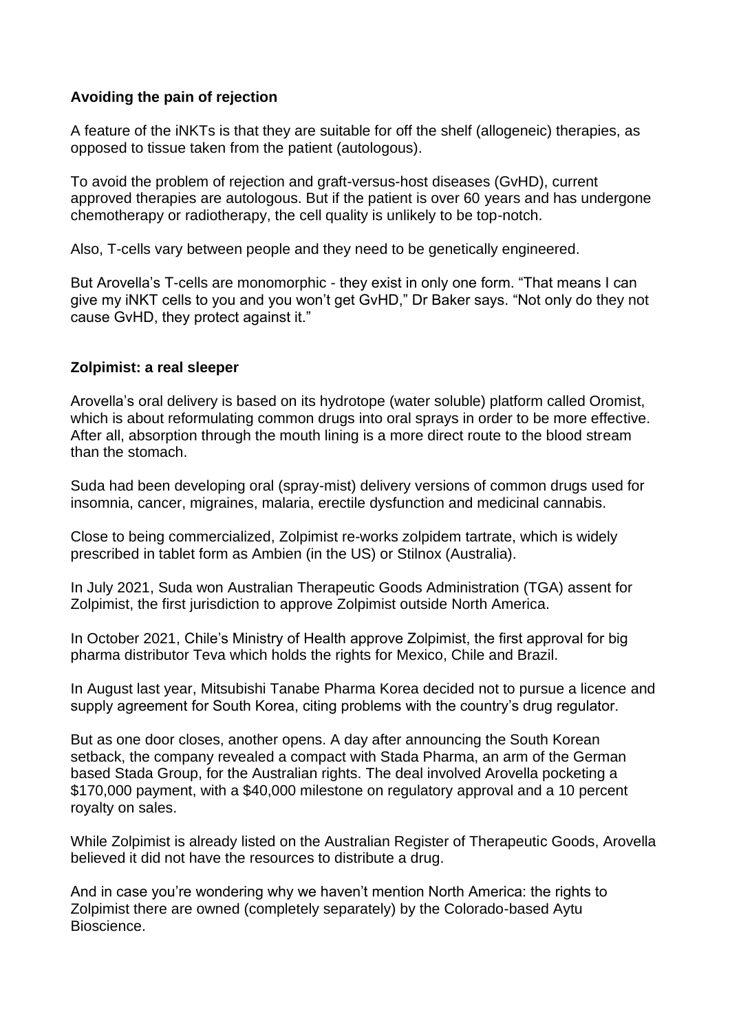### Avoiding the pain of rejection

A feature of the iNKTs is that they are suitable for off the shelf (allogeneic) therapies, as opposed to tissue taken from the patient (autologous).

To avoid the problem of rejection and graft-versus-host diseases (GvHD), current approved therapies are autologous. But if the patient is over 60 years and has undergone chemotherapy or radiotherapy, the cell quality is unlikely to be top-notch.

Also, T-cells vary between people and they need to be genetically engineered.

But Arovella's T-cells are monomorphic - they exist in only one form. "That means I can give my iNKT cells to you and you won't get GvHD," Dr Baker says. "Not only do they not cause GvHD, they protect against it."

### Zolpimist: a real sleeper

Arovella's oral delivery is based on its hydrotope (water soluble) platform called Oromist, which is about reformulating common drugs into oral sprays in order to be more effective. After all, absorption through the mouth lining is a more direct route to the blood stream than the stomach.

Suda had been developing oral (spray-mist) delivery versions of common drugs used for insomnia, cancer, migraines, malaria, erectile dysfunction and medicinal cannabis.

Close to being commercialized, Zolpimist re-works zolpidem tartrate, which is widely prescribed in tablet form as Ambien (in the US) or Stilnox (Australia).

In July 2021, Suda won Australian Therapeutic Goods Administration (TGA) assent for Zolpimist, the first jurisdiction to approve Zolpimist outside North America.

In October 2021, Chile's Ministry of Health approve Zolpimist, the first approval for big pharma distributor Teva which holds the rights for Mexico, Chile and Brazil.

In August last year, Mitsubishi Tanabe Pharma Korea decided not to pursue a licence and supply agreement for South Korea, citing problems with the country's drug regulator.

But as one door closes, another opens. A day after announcing the South Korean setback, the company revealed a compact with Stada Pharma, an arm of the German based Stada Group, for the Australian rights. The deal involved Arovella pocketing a $170,000 payment, with a $40,000 milestone on regulatory approval and a 10 percent royalty on sales.

While Zolpimist is already listed on the Australian Register of Therapeutic Goods, Arovella believed it did not have the resources to distribute a drug.

And in case you're wondering why we haven't mention North America: the rights to Zolpimist there are owned (completely separately) by the Colorado-based Aytu Bioscience.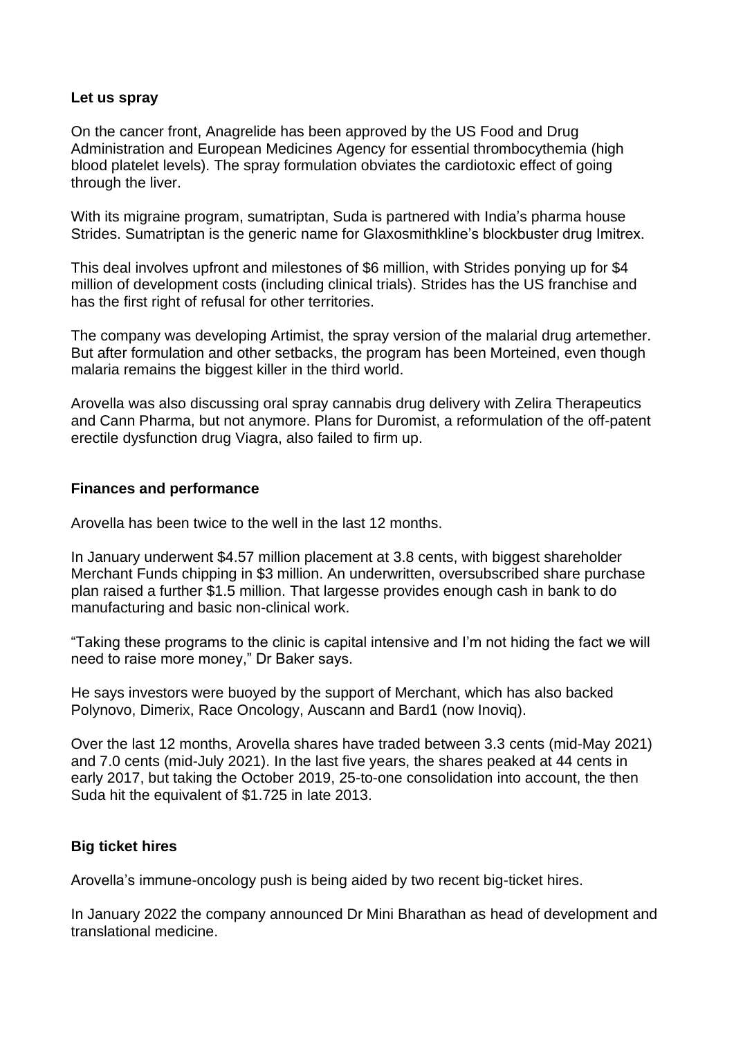**Let us spray**

On the cancer front, Anagrelide has been approved by the US Food and Drug Administration and European Medicines Agency for essential thrombocythemia (high blood platelet levels). The spray formulation obviates the cardiotoxic effect of going through the liver.

With its migraine program, sumatriptan, Suda is partnered with India's pharma house Strides. Sumatriptan is the generic name for Glaxosmithkline's blockbuster drug Imitrex.

This deal involves upfront and milestones of $6 million, with Strides ponying up for $4 million of development costs (including clinical trials). Strides has the US franchise and has the first right of refusal for other territories.

The company was developing Artimist, the spray version of the malarial drug artemether. But after formulation and other setbacks, the program has been Morteined, even though malaria remains the biggest killer in the third world.

Arovella was also discussing oral spray cannabis drug delivery with Zelira Therapeutics and Cann Pharma, but not anymore. Plans for Duromist, a reformulation of the off-patent erectile dysfunction drug Viagra, also failed to firm up.

**Finances and performance**

Arovella has been twice to the well in the last 12 months.

In January underwent $4.57 million placement at 3.8 cents, with biggest shareholder Merchant Funds chipping in $3 million. An underwritten, oversubscribed share purchase plan raised a further $1.5 million. That largesse provides enough cash in bank to do manufacturing and basic non-clinical work.

"Taking these programs to the clinic is capital intensive and I'm not hiding the fact we will need to raise more money," Dr Baker says.

He says investors were buoyed by the support of Merchant, which has also backed Polynovo, Dimerix, Race Oncology, Auscann and Bard1 (now Inoviq).

Over the last 12 months, Arovella shares have traded between 3.3 cents (mid-May 2021) and 7.0 cents (mid-July 2021). In the last five years, the shares peaked at 44 cents in early 2017, but taking the October 2019, 25-to-one consolidation into account, the then Suda hit the equivalent of $1.725 in late 2013.

**Big ticket hires**

Arovella's immune-oncology push is being aided by two recent big-ticket hires.

In January 2022 the company announced Dr Mini Bharathan as head of development and translational medicine.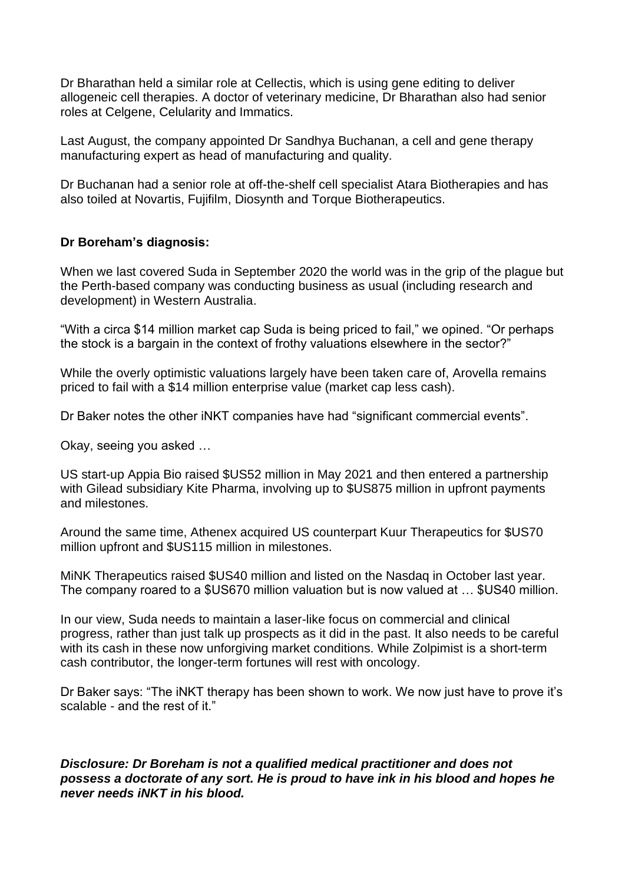Dr Bharathan held a similar role at Cellectis, which is using gene editing to deliver allogeneic cell therapies. A doctor of veterinary medicine, Dr Bharathan also had senior roles at Celgene, Celularity and Immatics.

Last August, the company appointed Dr Sandhya Buchanan, a cell and gene therapy manufacturing expert as head of manufacturing and quality.

Dr Buchanan had a senior role at off-the-shelf cell specialist Atara Biotherapies and has also toiled at Novartis, Fujifilm, Diosynth and Torque Biotherapeutics.

**Dr Boreham's diagnosis:**

When we last covered Suda in September 2020 the world was in the grip of the plague but the Perth-based company was conducting business as usual (including research and development) in Western Australia.

"With a circa $14 million market cap Suda is being priced to fail," we opined. "Or perhaps the stock is a bargain in the context of frothy valuations elsewhere in the sector?"

While the overly optimistic valuations largely have been taken care of, Arovella remains priced to fail with a $14 million enterprise value (market cap less cash).

Dr Baker notes the other iNKT companies have had "significant commercial events".

Okay, seeing you asked …

US start-up Appia Bio raised $US52 million in May 2021 and then entered a partnership with Gilead subsidiary Kite Pharma, involving up to $US875 million in upfront payments and milestones.

Around the same time, Athenex acquired US counterpart Kuur Therapeutics for $US70 million upfront and $US115 million in milestones.

MiNK Therapeutics raised $US40 million and listed on the Nasdaq in October last year. The company roared to a $US670 million valuation but is now valued at … $US40 million.

In our view, Suda needs to maintain a laser-like focus on commercial and clinical progress, rather than just talk up prospects as it did in the past. It also needs to be careful with its cash in these now unforgiving market conditions. While Zolpimist is a short-term cash contributor, the longer-term fortunes will rest with oncology.

Dr Baker says: "The iNKT therapy has been shown to work. We now just have to prove it's scalable - and the rest of it."

***Disclosure: Dr Boreham is not a qualified medical practitioner and does not possess a doctorate of any sort. He is proud to have ink in his blood and hopes he never needs iNKT in his blood.***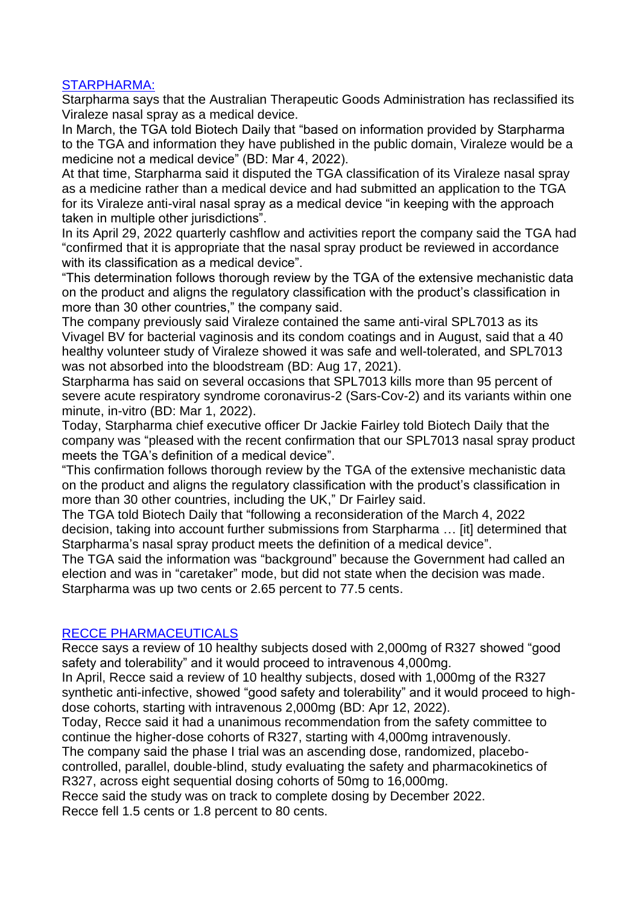## [STARPHARMA:]

Starpharma says that the Australian Therapeutic Goods Administration has reclassified its Viraleze nasal spray as a medical device.

In March, the TGA told Biotech Daily that "based on information provided by Starpharma to the TGA and information they have published in the public domain, Viraleze would be a medicine not a medical device" (BD: Mar 4, 2022).

At that time, Starpharma said it disputed the TGA classification of its Viraleze nasal spray as a medicine rather than a medical device and had submitted an application to the TGA for its Viraleze anti-viral nasal spray as a medical device "in keeping with the approach taken in multiple other jurisdictions".

In its April 29, 2022 quarterly cashflow and activities report the company said the TGA had "confirmed that it is appropriate that the nasal spray product be reviewed in accordance with its classification as a medical device".

"This determination follows thorough review by the TGA of the extensive mechanistic data on the product and aligns the regulatory classification with the product's classification in more than 30 other countries," the company said.

The company previously said Viraleze contained the same anti-viral SPL7013 as its Vivagel BV for bacterial vaginosis and its condom coatings and in August, said that a 40 healthy volunteer study of Viraleze showed it was safe and well-tolerated, and SPL7013 was not absorbed into the bloodstream (BD: Aug 17, 2021).

Starpharma has said on several occasions that SPL7013 kills more than 95 percent of severe acute respiratory syndrome coronavirus-2 (Sars-Cov-2) and its variants within one minute, in-vitro (BD: Mar 1, 2022).

Today, Starpharma chief executive officer Dr Jackie Fairley told Biotech Daily that the company was "pleased with the recent confirmation that our SPL7013 nasal spray product meets the TGA's definition of a medical device".

"This confirmation follows thorough review by the TGA of the extensive mechanistic data on the product and aligns the regulatory classification with the product's classification in more than 30 other countries, including the UK," Dr Fairley said.

The TGA told Biotech Daily that "following a reconsideration of the March 4, 2022 decision, taking into account further submissions from Starpharma … [it] determined that Starpharma's nasal spray product meets the definition of a medical device".

The TGA said the information was "background" because the Government had called an election and was in "caretaker" mode, but did not state when the decision was made.

Starpharma was up two cents or 2.65 percent to 77.5 cents.

## [RECCE PHARMACEUTICALS]

Recce says a review of 10 healthy subjects dosed with 2,000mg of R327 showed "good safety and tolerability" and it would proceed to intravenous 4,000mg.

In April, Recce said a review of 10 healthy subjects, dosed with 1,000mg of the R327 synthetic anti-infective, showed "good safety and tolerability" and it would proceed to high-dose cohorts, starting with intravenous 2,000mg (BD: Apr 12, 2022).

Today, Recce said it had a unanimous recommendation from the safety committee to continue the higher-dose cohorts of R327, starting with 4,000mg intravenously.

The company said the phase I trial was an ascending dose, randomized, placebo-controlled, parallel, double-blind, study evaluating the safety and pharmacokinetics of R327, across eight sequential dosing cohorts of 50mg to 16,000mg.

Recce said the study was on track to complete dosing by December 2022.

Recce fell 1.5 cents or 1.8 percent to 80 cents.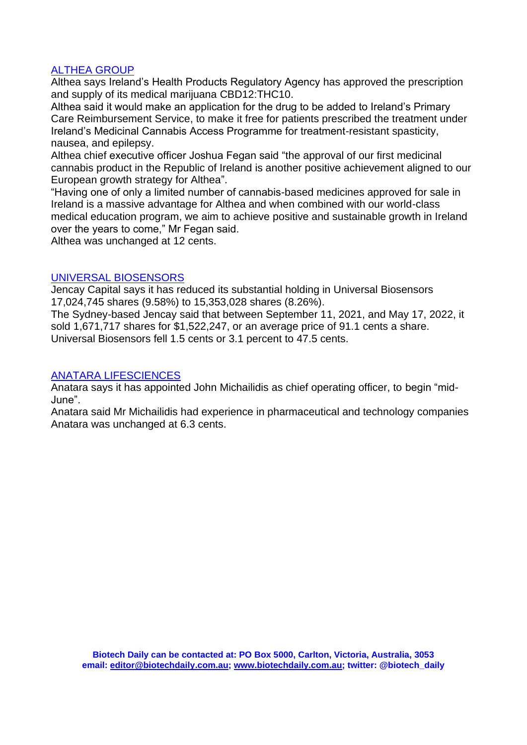## ALTHEA GROUP

Althea says Ireland's Health Products Regulatory Agency has approved the prescription and supply of its medical marijuana CBD12:THC10.

Althea said it would make an application for the drug to be added to Ireland's Primary Care Reimbursement Service, to make it free for patients prescribed the treatment under Ireland's Medicinal Cannabis Access Programme for treatment-resistant spasticity, nausea, and epilepsy.

Althea chief executive officer Joshua Fegan said "the approval of our first medicinal cannabis product in the Republic of Ireland is another positive achievement aligned to our European growth strategy for Althea".

"Having one of only a limited number of cannabis-based medicines approved for sale in Ireland is a massive advantage for Althea and when combined with our world-class medical education program, we aim to achieve positive and sustainable growth in Ireland over the years to come," Mr Fegan said.

Althea was unchanged at 12 cents.

## UNIVERSAL BIOSENSORS

Jencay Capital says it has reduced its substantial holding in Universal Biosensors 17,024,745 shares (9.58%) to 15,353,028 shares (8.26%).

The Sydney-based Jencay said that between September 11, 2021, and May 17, 2022, it sold 1,671,717 shares for $1,522,247, or an average price of 91.1 cents a share.

Universal Biosensors fell 1.5 cents or 3.1 percent to 47.5 cents.

## ANATARA LIFESCIENCES

Anatara says it has appointed John Michailidis as chief operating officer, to begin "mid-June".

Anatara said Mr Michailidis had experience in pharmaceutical and technology companies

Anatara was unchanged at 6.3 cents.

**Biotech Daily can be contacted at: PO Box 5000, Carlton, Victoria, Australia, 3053**
**email: editor@biotechdaily.com.au; www.biotechdaily.com.au; twitter: @biotech_daily**